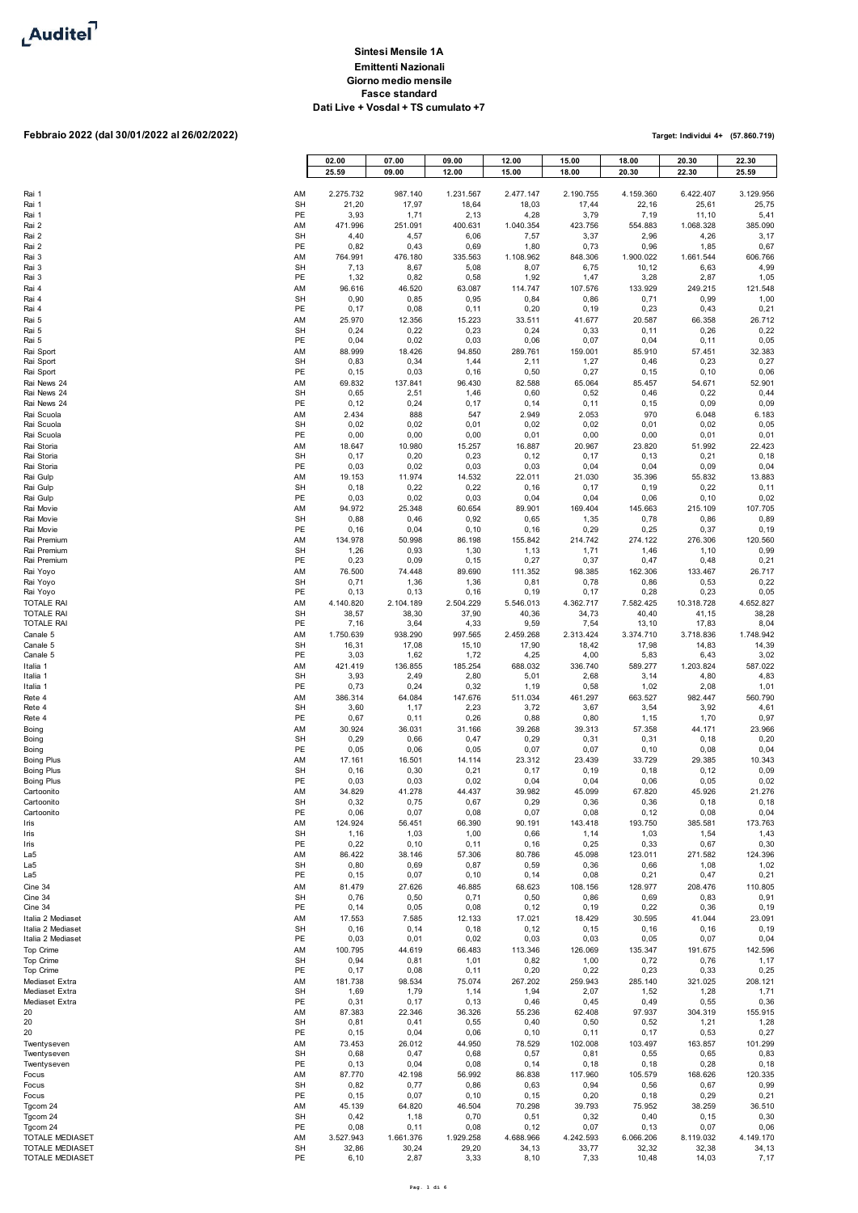Auditel

**Sintesi Mensile 1A**
**Emittenti Nazionali**
**Giorno medio mensile**
**Fasce standard**
**Dati Live + Vosdal + TS cumulato +7**

**Febbraio 2022 (dal 30/01/2022 al 26/02/2022)**

**Target: Individui 4+ (57.860.719)**

| | | 02.00 25.59 | 07.00 09.00 | 09.00 12.00 | 12.00 15.00 | 15.00 18.00 | 18.00 20.30 | 20.30 22.30 | 22.30 25.59 |
|---|---|---|---|---|---|---|---|---|---|
| Rai 1 | AM | 2.275.732 | 987.140 | 1.231.567 | 2.477.147 | 2.190.755 | 4.159.360 | 6.422.407 | 3.129.956 |
| Rai 1 | SH | 21,20 | 17,97 | 18,64 | 18,03 | 17,44 | 22,16 | 25,61 | 25,75 |
| Rai 1 | PE | 3,93 | 1,71 | 2,13 | 4,28 | 3,79 | 7,19 | 11,10 | 5,41 |
| Rai 2 | AM | 471.996 | 251.091 | 400.631 | 1.040.354 | 423.756 | 554.883 | 1.068.328 | 385.090 |
| Rai 2 | SH | 4,40 | 4,57 | 6,06 | 7,57 | 3,37 | 2,96 | 4,26 | 3,17 |
| Rai 2 | PE | 0,82 | 0,43 | 0,69 | 1,80 | 0,73 | 0,96 | 1,85 | 0,67 |
| Rai 3 | AM | 764.991 | 476.180 | 335.563 | 1.108.962 | 848.306 | 1.900.022 | 1.661.544 | 606.766 |
| Rai 3 | SH | 7,13 | 8,67 | 5,08 | 8,07 | 6,75 | 10,12 | 6,63 | 4,99 |
| Rai 3 | PE | 1,32 | 0,82 | 0,58 | 1,92 | 1,47 | 3,28 | 2,87 | 1,05 |
| Rai 4 | AM | 96.616 | 46.520 | 63.087 | 114.747 | 107.576 | 133.929 | 249.215 | 121.548 |
| Rai 4 | SH | 0,90 | 0,85 | 0,95 | 0,84 | 0,86 | 0,71 | 0,99 | 1,00 |
| Rai 4 | PE | 0,17 | 0,08 | 0,11 | 0,20 | 0,19 | 0,23 | 0,43 | 0,21 |
| Rai 5 | AM | 25.970 | 12.356 | 15.223 | 33.511 | 41.677 | 20.587 | 66.358 | 26.712 |
| Rai 5 | SH | 0,24 | 0,22 | 0,23 | 0,24 | 0,33 | 0,11 | 0,26 | 0,22 |
| Rai 5 | PE | 0,04 | 0,02 | 0,03 | 0,06 | 0,07 | 0,04 | 0,11 | 0,05 |
| Rai Sport | AM | 88.999 | 18.426 | 94.850 | 289.761 | 159.001 | 85.910 | 57.451 | 32.383 |
| Rai Sport | SH | 0,83 | 0,34 | 1,44 | 2,11 | 1,27 | 0,46 | 0,23 | 0,27 |
| Rai Sport | PE | 0,15 | 0,03 | 0,16 | 0,50 | 0,27 | 0,15 | 0,10 | 0,06 |
| Rai News 24 | AM | 69.832 | 137.841 | 96.430 | 82.588 | 65.064 | 85.457 | 54.671 | 52.901 |
| Rai News 24 | SH | 0,65 | 2,51 | 1,46 | 0,60 | 0,52 | 0,46 | 0,22 | 0,44 |
| Rai News 24 | PE | 0,12 | 0,24 | 0,17 | 0,14 | 0,11 | 0,15 | 0,09 | 0,09 |
| Rai Scuola | AM | 2.434 | 888 | 547 | 2.949 | 2.053 | 970 | 6.048 | 6.183 |
| Rai Scuola | SH | 0,02 | 0,02 | 0,01 | 0,02 | 0,02 | 0,01 | 0,02 | 0,05 |
| Rai Scuola | PE | 0,00 | 0,00 | 0,00 | 0,01 | 0,00 | 0,00 | 0,01 | 0,01 |
| Rai Storia | AM | 18.647 | 10.980 | 15.257 | 16.887 | 20.967 | 23.820 | 51.992 | 22.423 |
| Rai Storia | SH | 0,17 | 0,20 | 0,23 | 0,12 | 0,17 | 0,13 | 0,21 | 0,18 |
| Rai Storia | PE | 0,03 | 0,02 | 0,03 | 0,03 | 0,04 | 0,04 | 0,09 | 0,04 |
| Rai Gulp | AM | 19.153 | 11.974 | 14.532 | 22.011 | 21.030 | 35.396 | 55.832 | 13.883 |
| Rai Gulp | SH | 0,18 | 0,22 | 0,22 | 0,16 | 0,17 | 0,19 | 0,22 | 0,11 |
| Rai Gulp | PE | 0,03 | 0,02 | 0,03 | 0,04 | 0,04 | 0,06 | 0,10 | 0,02 |
| Rai Movie | AM | 94.972 | 25.348 | 60.654 | 89.901 | 169.404 | 145.663 | 215.109 | 107.705 |
| Rai Movie | SH | 0,88 | 0,46 | 0,92 | 0,65 | 1,35 | 0,78 | 0,86 | 0,89 |
| Rai Movie | PE | 0,16 | 0,04 | 0,10 | 0,16 | 0,29 | 0,25 | 0,37 | 0,19 |
| Rai Premium | AM | 134.978 | 50.998 | 86.198 | 155.842 | 214.742 | 274.122 | 276.306 | 120.560 |
| Rai Premium | SH | 1,26 | 0,93 | 1,30 | 1,13 | 1,71 | 1,46 | 1,10 | 0,99 |
| Rai Premium | PE | 0,23 | 0,09 | 0,15 | 0,27 | 0,37 | 0,47 | 0,48 | 0,21 |
| Rai Yoyo | AM | 76.500 | 74.448 | 89.690 | 111.352 | 98.385 | 162.306 | 133.467 | 26.717 |
| Rai Yoyo | SH | 0,71 | 1,36 | 1,36 | 0,81 | 0,78 | 0,86 | 0,53 | 0,22 |
| Rai Yoyo | PE | 0,13 | 0,13 | 0,16 | 0,19 | 0,17 | 0,28 | 0,23 | 0,05 |
| TOTALE RAI | AM | 4.140.820 | 2.104.189 | 2.504.229 | 5.546.013 | 4.362.717 | 7.582.425 | 10.318.728 | 4.652.827 |
| TOTALE RAI | SH | 38,57 | 38,30 | 37,90 | 40,36 | 34,73 | 40,40 | 41,15 | 38,28 |
| TOTALE RAI | PE | 7,16 | 3,64 | 4,33 | 9,59 | 7,54 | 13,10 | 17,83 | 8,04 |
| Canale 5 | AM | 1.750.639 | 938.290 | 997.565 | 2.459.268 | 2.313.424 | 3.374.710 | 3.718.836 | 1.748.942 |
| Canale 5 | SH | 16,31 | 17,08 | 15,10 | 17,90 | 18,42 | 17,98 | 14,83 | 14,39 |
| Canale 5 | PE | 3,03 | 1,62 | 1,72 | 4,25 | 4,00 | 5,83 | 6,43 | 3,02 |
| Italia 1 | AM | 421.419 | 136.855 | 185.254 | 688.032 | 336.740 | 589.277 | 1.203.824 | 587.022 |
| Italia 1 | SH | 3,93 | 2,49 | 2,80 | 5,01 | 2,68 | 3,14 | 4,80 | 4,83 |
| Italia 1 | PE | 0,73 | 0,24 | 0,32 | 1,19 | 0,58 | 1,02 | 2,08 | 1,01 |
| Rete 4 | AM | 386.314 | 64.084 | 147.676 | 511.034 | 461.297 | 663.527 | 982.447 | 560.790 |
| Rete 4 | SH | 3,60 | 1,17 | 2,23 | 3,72 | 3,67 | 3,54 | 3,92 | 4,61 |
| Rete 4 | PE | 0,67 | 0,11 | 0,26 | 0,88 | 0,80 | 1,15 | 1,70 | 0,97 |
| Boing | AM | 30.924 | 36.031 | 31.166 | 39.268 | 39.313 | 57.358 | 44.171 | 23.966 |
| Boing | SH | 0,29 | 0,66 | 0,47 | 0,29 | 0,31 | 0,31 | 0,18 | 0,20 |
| Boing | PE | 0,05 | 0,06 | 0,05 | 0,07 | 0,07 | 0,10 | 0,08 | 0,04 |
| Boing Plus | AM | 17.161 | 16.501 | 14.114 | 23.312 | 23.439 | 33.729 | 29.385 | 10.343 |
| Boing Plus | SH | 0,16 | 0,30 | 0,21 | 0,17 | 0,19 | 0,18 | 0,12 | 0,09 |
| Boing Plus | PE | 0,03 | 0,03 | 0,02 | 0,04 | 0,04 | 0,06 | 0,05 | 0,02 |
| Cartoonito | AM | 34.829 | 41.278 | 44.437 | 39.982 | 45.099 | 67.820 | 45.926 | 21.276 |
| Cartoonito | SH | 0,32 | 0,75 | 0,67 | 0,29 | 0,36 | 0,36 | 0,18 | 0,18 |
| Cartoonito | PE | 0,06 | 0,07 | 0,08 | 0,07 | 0,08 | 0,12 | 0,08 | 0,04 |
| Iris | AM | 124.924 | 56.451 | 66.390 | 90.191 | 143.418 | 193.750 | 385.581 | 173.763 |
| Iris | SH | 1,16 | 1,03 | 1,00 | 0,66 | 1,14 | 1,03 | 1,54 | 1,43 |
| Iris | PE | 0,22 | 0,10 | 0,11 | 0,16 | 0,25 | 0,33 | 0,67 | 0,30 |
| La5 | AM | 86.422 | 38.146 | 57.306 | 80.786 | 45.098 | 123.011 | 271.582 | 124.396 |
| La5 | SH | 0,80 | 0,69 | 0,87 | 0,59 | 0,36 | 0,66 | 1,08 | 1,02 |
| La5 | PE | 0,15 | 0,07 | 0,10 | 0,14 | 0,08 | 0,21 | 0,47 | 0,21 |
| Cine 34 | AM | 81.479 | 27.626 | 46.885 | 68.623 | 108.156 | 128.977 | 208.476 | 110.805 |
| Cine 34 | SH | 0,76 | 0,50 | 0,71 | 0,50 | 0,86 | 0,69 | 0,83 | 0,91 |
| Cine 34 | PE | 0,14 | 0,05 | 0,08 | 0,12 | 0,19 | 0,22 | 0,36 | 0,19 |
| Italia 2 Mediaset | AM | 17.553 | 7.585 | 12.133 | 17.021 | 18.429 | 30.595 | 41.044 | 23.091 |
| Italia 2 Mediaset | SH | 0,16 | 0,14 | 0,18 | 0,12 | 0,15 | 0,16 | 0,16 | 0,19 |
| Italia 2 Mediaset | PE | 0,03 | 0,01 | 0,02 | 0,03 | 0,03 | 0,05 | 0,07 | 0,04 |
| Top Crime | AM | 100.795 | 44.619 | 66.483 | 113.346 | 126.069 | 135.347 | 191.675 | 142.596 |
| Top Crime | SH | 0,94 | 0,81 | 1,01 | 0,82 | 1,00 | 0,72 | 0,76 | 1,17 |
| Top Crime | PE | 0,17 | 0,08 | 0,11 | 0,20 | 0,22 | 0,23 | 0,33 | 0,25 |
| Mediaset Extra | AM | 181.738 | 98.534 | 75.074 | 267.202 | 259.943 | 285.140 | 321.025 | 208.121 |
| Mediaset Extra | SH | 1,69 | 1,79 | 1,14 | 1,94 | 2,07 | 1,52 | 1,28 | 1,71 |
| Mediaset Extra | PE | 0,31 | 0,17 | 0,13 | 0,46 | 0,45 | 0,49 | 0,55 | 0,36 |
| 20 | AM | 87.383 | 22.346 | 36.326 | 55.236 | 62.408 | 97.937 | 304.319 | 155.915 |
| 20 | SH | 0,81 | 0,41 | 0,55 | 0,40 | 0,50 | 0,52 | 1,21 | 1,28 |
| 20 | PE | 0,15 | 0,04 | 0,06 | 0,10 | 0,11 | 0,17 | 0,53 | 0,27 |
| Twentyseven | AM | 73.453 | 26.012 | 44.950 | 78.529 | 102.008 | 103.497 | 163.857 | 101.299 |
| Twentyseven | SH | 0,68 | 0,47 | 0,68 | 0,57 | 0,81 | 0,55 | 0,65 | 0,83 |
| Twentyseven | PE | 0,13 | 0,04 | 0,08 | 0,14 | 0,18 | 0,18 | 0,28 | 0,18 |
| Focus | AM | 87.770 | 42.198 | 56.992 | 86.838 | 117.960 | 105.579 | 168.626 | 120.335 |
| Focus | SH | 0,82 | 0,77 | 0,86 | 0,63 | 0,94 | 0,56 | 0,67 | 0,99 |
| Focus | PE | 0,15 | 0,07 | 0,10 | 0,15 | 0,20 | 0,18 | 0,29 | 0,21 |
| Tgcom 24 | AM | 45.139 | 64.820 | 46.504 | 70.298 | 39.793 | 75.952 | 38.259 | 36.510 |
| Tgcom 24 | SH | 0,42 | 1,18 | 0,70 | 0,51 | 0,32 | 0,40 | 0,15 | 0,30 |
| Tgcom 24 | PE | 0,08 | 0,11 | 0,08 | 0,12 | 0,07 | 0,13 | 0,07 | 0,06 |
| TOTALE MEDIASET | AM | 3.527.943 | 1.661.376 | 1.929.258 | 4.688.966 | 4.242.593 | 6.066.206 | 8.119.032 | 4.149.170 |
| TOTALE MEDIASET | SH | 32,86 | 30,24 | 29,20 | 34,13 | 33,77 | 32,32 | 32,38 | 34,13 |
| TOTALE MEDIASET | PE | 6,10 | 2,87 | 3,33 | 8,10 | 7,33 | 10,48 | 14,03 | 7,17 |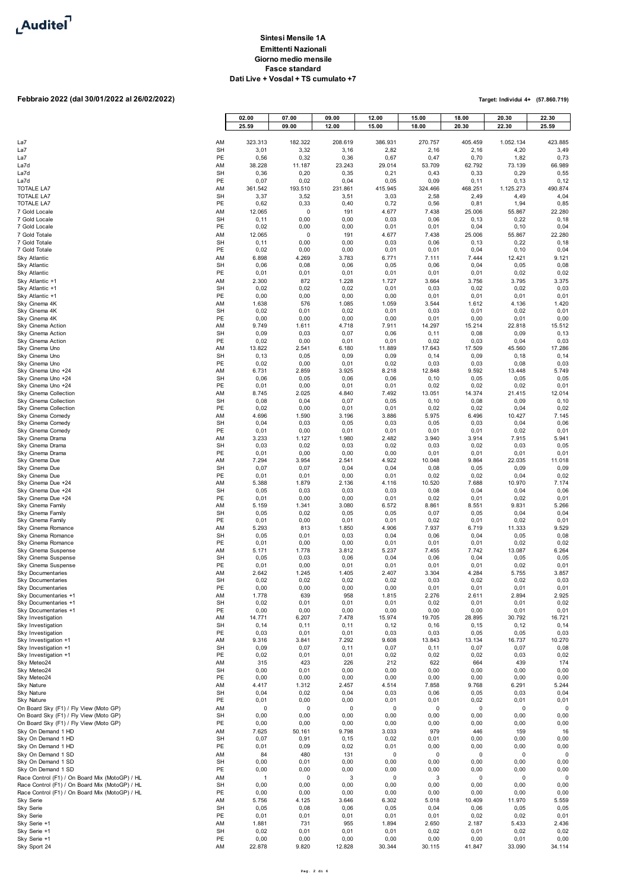Auditel

**Sintesi Mensile 1A**
**Emittenti Nazionali**
**Giorno medio mensile**
**Fasce standard**
**Dati Live + Vosdal + TS cumulato +7**

**Febbraio 2022 (dal 30/01/2022 al 26/02/2022)**

**Target: Individui 4+ (57.860.719)**

| | | 02.00<br>25.59 | 07.00<br>09.00 | 09.00<br>12.00 | 12.00<br>15.00 | 15.00<br>18.00 | 18.00<br>20.30 | 20.30<br>22.30 | 22.30<br>25.59 |
|---|---|---|---|---|---|---|---|---|---|
| La7 | AM | 323.313 | 182.322 | 208.619 | 386.931 | 270.757 | 405.459 | 1.052.134 | 423.885 |
| La7 | SH | 3,01 | 3,32 | 3,16 | 2,82 | 2,16 | 2,16 | 4,20 | 3,49 |
| La7 | PE | 0,56 | 0,32 | 0,36 | 0,67 | 0,47 | 0,70 | 1,82 | 0,73 |
| La7d | AM | 38.228 | 11.187 | 23.243 | 29.014 | 53.709 | 62.792 | 73.139 | 66.989 |
| La7d | SH | 0,36 | 0,20 | 0,35 | 0,21 | 0,43 | 0,33 | 0,29 | 0,55 |
| La7d | PE | 0,07 | 0,02 | 0,04 | 0,05 | 0,09 | 0,11 | 0,13 | 0,12 |
| TOTALE LA7 | AM | 361.542 | 193.510 | 231.861 | 415.945 | 324.466 | 468.251 | 1.125.273 | 490.874 |
| TOTALE LA7 | SH | 3,37 | 3,52 | 3,51 | 3,03 | 2,58 | 2,49 | 4,49 | 4,04 |
| TOTALE LA7 | PE | 0,62 | 0,33 | 0,40 | 0,72 | 0,56 | 0,81 | 1,94 | 0,85 |
| 7 Gold Locale | AM | 12.065 | 0 | 191 | 4.677 | 7.438 | 25.006 | 55.867 | 22.280 |
| 7 Gold Locale | SH | 0,11 | 0,00 | 0,00 | 0,03 | 0,06 | 0,13 | 0,22 | 0,18 |
| 7 Gold Locale | PE | 0,02 | 0,00 | 0,00 | 0,01 | 0,01 | 0,04 | 0,10 | 0,04 |
| 7 Gold Totale | AM | 12.065 | 0 | 191 | 4.677 | 7.438 | 25.006 | 55.867 | 22.280 |
| 7 Gold Totale | SH | 0,11 | 0,00 | 0,00 | 0,03 | 0,06 | 0,13 | 0,22 | 0,18 |
| 7 Gold Totale | PE | 0,02 | 0,00 | 0,00 | 0,01 | 0,01 | 0,04 | 0,10 | 0,04 |
| Sky Atlantic | AM | 6.898 | 4.269 | 3.783 | 6.771 | 7.111 | 7.444 | 12.421 | 9.121 |
| Sky Atlantic | SH | 0,06 | 0,08 | 0,06 | 0,05 | 0,06 | 0,04 | 0,05 | 0,08 |
| Sky Atlantic | PE | 0,01 | 0,01 | 0,01 | 0,01 | 0,01 | 0,01 | 0,02 | 0,02 |
| Sky Atlantic +1 | AM | 2.300 | 872 | 1.228 | 1.727 | 3.664 | 3.756 | 3.795 | 3.375 |
| Sky Atlantic +1 | SH | 0,02 | 0,02 | 0,02 | 0,01 | 0,03 | 0,02 | 0,02 | 0,03 |
| Sky Atlantic +1 | PE | 0,00 | 0,00 | 0,00 | 0,00 | 0,01 | 0,01 | 0,01 | 0,01 |
| Sky Cinema 4K | AM | 1.638 | 576 | 1.085 | 1.059 | 3.544 | 1.612 | 4.136 | 1.420 |
| Sky Cinema 4K | SH | 0,02 | 0,01 | 0,02 | 0,01 | 0,03 | 0,01 | 0,02 | 0,01 |
| Sky Cinema 4K | PE | 0,00 | 0,00 | 0,00 | 0,00 | 0,01 | 0,00 | 0,01 | 0,00 |
| Sky Cinema Action | AM | 9.749 | 1.611 | 4.718 | 7.911 | 14.297 | 15.214 | 22.818 | 15.512 |
| Sky Cinema Action | SH | 0,09 | 0,03 | 0,07 | 0,06 | 0,11 | 0,08 | 0,09 | 0,13 |
| Sky Cinema Action | PE | 0,02 | 0,00 | 0,01 | 0,01 | 0,02 | 0,03 | 0,04 | 0,03 |
| Sky Cinema Uno | AM | 13.822 | 2.541 | 6.180 | 11.889 | 17.643 | 17.509 | 45.560 | 17.286 |
| Sky Cinema Uno | SH | 0,13 | 0,05 | 0,09 | 0,09 | 0,14 | 0,09 | 0,18 | 0,14 |
| Sky Cinema Uno | PE | 0,02 | 0,00 | 0,01 | 0,02 | 0,03 | 0,03 | 0,08 | 0,03 |
| Sky Cinema Uno +24 | AM | 6.731 | 2.859 | 3.925 | 8.218 | 12.848 | 9.592 | 13.448 | 5.749 |
| Sky Cinema Uno +24 | SH | 0,06 | 0,05 | 0,06 | 0,06 | 0,10 | 0,05 | 0,05 | 0,05 |
| Sky Cinema Uno +24 | PE | 0,01 | 0,00 | 0,01 | 0,01 | 0,02 | 0,02 | 0,02 | 0,01 |
| Sky Cinema Collection | AM | 8.745 | 2.025 | 4.840 | 7.492 | 13.051 | 14.374 | 21.415 | 12.014 |
| Sky Cinema Collection | SH | 0,08 | 0,04 | 0,07 | 0,05 | 0,10 | 0,08 | 0,09 | 0,10 |
| Sky Cinema Collection | PE | 0,02 | 0,00 | 0,01 | 0,01 | 0,02 | 0,02 | 0,04 | 0,02 |
| Sky Cinema Comedy | AM | 4.696 | 1.590 | 3.196 | 3.886 | 5.975 | 6.496 | 10.427 | 7.145 |
| Sky Cinema Comedy | SH | 0,04 | 0,03 | 0,05 | 0,03 | 0,05 | 0,03 | 0,04 | 0,06 |
| Sky Cinema Comedy | PE | 0,01 | 0,00 | 0,01 | 0,01 | 0,01 | 0,01 | 0,02 | 0,01 |
| Sky Cinema Drama | AM | 3.233 | 1.127 | 1.980 | 2.482 | 3.940 | 3.914 | 7.915 | 5.941 |
| Sky Cinema Drama | SH | 0,03 | 0,02 | 0,03 | 0,02 | 0,03 | 0,02 | 0,03 | 0,05 |
| Sky Cinema Drama | PE | 0,01 | 0,00 | 0,00 | 0,00 | 0,01 | 0,01 | 0,01 | 0,01 |
| Sky Cinema Due | AM | 7.294 | 3.954 | 2.541 | 4.922 | 10.048 | 9.864 | 22.035 | 11.018 |
| Sky Cinema Due | SH | 0,07 | 0,07 | 0,04 | 0,04 | 0,08 | 0,05 | 0,09 | 0,09 |
| Sky Cinema Due | PE | 0,01 | 0,01 | 0,00 | 0,01 | 0,02 | 0,02 | 0,04 | 0,02 |
| Sky Cinema Due +24 | AM | 5.388 | 1.879 | 2.136 | 4.116 | 10.520 | 7.688 | 10.970 | 7.174 |
| Sky Cinema Due +24 | SH | 0,05 | 0,03 | 0,03 | 0,03 | 0,08 | 0,04 | 0,04 | 0,06 |
| Sky Cinema Due +24 | PE | 0,01 | 0,00 | 0,00 | 0,01 | 0,02 | 0,01 | 0,02 | 0,01 |
| Sky Cinema Family | AM | 5.159 | 1.341 | 3.080 | 6.572 | 8.861 | 8.551 | 9.831 | 5.266 |
| Sky Cinema Family | SH | 0,05 | 0,02 | 0,05 | 0,05 | 0,07 | 0,05 | 0,04 | 0,04 |
| Sky Cinema Family | PE | 0,01 | 0,00 | 0,01 | 0,01 | 0,02 | 0,01 | 0,02 | 0,01 |
| Sky Cinema Romance | AM | 5.293 | 813 | 1.850 | 4.906 | 7.937 | 6.719 | 11.333 | 9.529 |
| Sky Cinema Romance | SH | 0,05 | 0,01 | 0,03 | 0,04 | 0,06 | 0,04 | 0,05 | 0,08 |
| Sky Cinema Romance | PE | 0,01 | 0,00 | 0,00 | 0,01 | 0,01 | 0,01 | 0,02 | 0,02 |
| Sky Cinema Suspense | AM | 5.171 | 1.778 | 3.812 | 5.237 | 7.455 | 7.742 | 13.087 | 6.264 |
| Sky Cinema Suspense | SH | 0,05 | 0,03 | 0,06 | 0,04 | 0,06 | 0,04 | 0,05 | 0,05 |
| Sky Cinema Suspense | PE | 0,01 | 0,00 | 0,01 | 0,01 | 0,01 | 0,01 | 0,02 | 0,01 |
| Sky Documentaries | AM | 2.642 | 1.245 | 1.405 | 2.407 | 3.304 | 4.284 | 5.755 | 3.857 |
| Sky Documentaries | SH | 0,02 | 0,02 | 0,02 | 0,02 | 0,03 | 0,02 | 0,02 | 0,03 |
| Sky Documentaries | PE | 0,00 | 0,00 | 0,00 | 0,00 | 0,01 | 0,01 | 0,01 | 0,01 |
| Sky Documentaries +1 | AM | 1.778 | 639 | 958 | 1.815 | 2.276 | 2.611 | 2.894 | 2.925 |
| Sky Documentaries +1 | SH | 0,02 | 0,01 | 0,01 | 0,01 | 0,02 | 0,01 | 0,01 | 0,02 |
| Sky Documentaries +1 | PE | 0,00 | 0,00 | 0,00 | 0,00 | 0,00 | 0,00 | 0,01 | 0,01 |
| Sky Investigation | AM | 14.771 | 6.207 | 7.478 | 15.974 | 19.705 | 28.895 | 30.792 | 16.721 |
| Sky Investigation | SH | 0,14 | 0,11 | 0,11 | 0,12 | 0,16 | 0,15 | 0,12 | 0,14 |
| Sky Investigation | PE | 0,03 | 0,01 | 0,01 | 0,03 | 0,03 | 0,05 | 0,05 | 0,03 |
| Sky Investigation +1 | AM | 9.316 | 3.841 | 7.292 | 9.608 | 13.843 | 13.134 | 16.737 | 10.270 |
| Sky Investigation +1 | SH | 0,09 | 0,07 | 0,11 | 0,07 | 0,11 | 0,07 | 0,07 | 0,08 |
| Sky Investigation +1 | PE | 0,02 | 0,01 | 0,01 | 0,02 | 0,02 | 0,02 | 0,03 | 0,02 |
| Sky Meteo24 | AM | 315 | 423 | 226 | 212 | 622 | 664 | 439 | 174 |
| Sky Meteo24 | SH | 0,00 | 0,01 | 0,00 | 0,00 | 0,00 | 0,00 | 0,00 | 0,00 |
| Sky Meteo24 | PE | 0,00 | 0,00 | 0,00 | 0,00 | 0,00 | 0,00 | 0,00 | 0,00 |
| Sky Nature | AM | 4.417 | 1.312 | 2.457 | 4.514 | 7.858 | 9.768 | 6.291 | 5.244 |
| Sky Nature | SH | 0,04 | 0,02 | 0,04 | 0,03 | 0,06 | 0,05 | 0,03 | 0,04 |
| Sky Nature | PE | 0,01 | 0,00 | 0,00 | 0,01 | 0,01 | 0,02 | 0,01 | 0,01 |
| On Board Sky (F1) / Fly View (Moto GP) | AM | 0 | 0 | 0 | 0 | 0 | 0 | 0 | 0 |
| On Board Sky (F1) / Fly View (Moto GP) | SH | 0,00 | 0,00 | 0,00 | 0,00 | 0,00 | 0,00 | 0,00 | 0,00 |
| On Board Sky (F1) / Fly View (Moto GP) | PE | 0,00 | 0,00 | 0,00 | 0,00 | 0,00 | 0,00 | 0,00 | 0,00 |
| Sky On Demand 1 HD | AM | 7.625 | 50.161 | 9.798 | 3.033 | 979 | 446 | 159 | 16 |
| Sky On Demand 1 HD | SH | 0,07 | 0,91 | 0,15 | 0,02 | 0,01 | 0,00 | 0,00 | 0,00 |
| Sky On Demand 1 HD | PE | 0,01 | 0,09 | 0,02 | 0,01 | 0,00 | 0,00 | 0,00 | 0,00 |
| Sky On Demand 1 SD | AM | 84 | 480 | 131 | 0 | 0 | 0 | 0 | 0 |
| Sky On Demand 1 SD | SH | 0,00 | 0,01 | 0,00 | 0,00 | 0,00 | 0,00 | 0,00 | 0,00 |
| Sky On Demand 1 SD | PE | 0,00 | 0,00 | 0,00 | 0,00 | 0,00 | 0,00 | 0,00 | 0,00 |
| Race Control (F1) / On Board Mix (MotoGP) / HL | AM | 1 | 0 | 3 | 0 | 3 | 0 | 0 | 0 |
| Race Control (F1) / On Board Mix (MotoGP) / HL | SH | 0,00 | 0,00 | 0,00 | 0,00 | 0,00 | 0,00 | 0,00 | 0,00 |
| Race Control (F1) / On Board Mix (MotoGP) / HL | PE | 0,00 | 0,00 | 0,00 | 0,00 | 0,00 | 0,00 | 0,00 | 0,00 |
| Sky Serie | AM | 5.756 | 4.125 | 3.646 | 6.302 | 5.018 | 10.409 | 11.970 | 5.559 |
| Sky Serie | SH | 0,05 | 0,08 | 0,06 | 0,05 | 0,04 | 0,06 | 0,05 | 0,05 |
| Sky Serie | PE | 0,01 | 0,01 | 0,01 | 0,01 | 0,01 | 0,02 | 0,02 | 0,01 |
| Sky Serie +1 | AM | 1.881 | 731 | 955 | 1.894 | 2.650 | 2.187 | 5.433 | 2.436 |
| Sky Serie +1 | SH | 0,02 | 0,01 | 0,01 | 0,01 | 0,02 | 0,01 | 0,02 | 0,02 |
| Sky Serie +1 | PE | 0,00 | 0,00 | 0,00 | 0,00 | 0,00 | 0,00 | 0,01 | 0,00 |
| Sky Sport 24 | AM | 22.878 | 9.820 | 12.828 | 30.344 | 30.115 | 41.847 | 33.090 | 34.114 |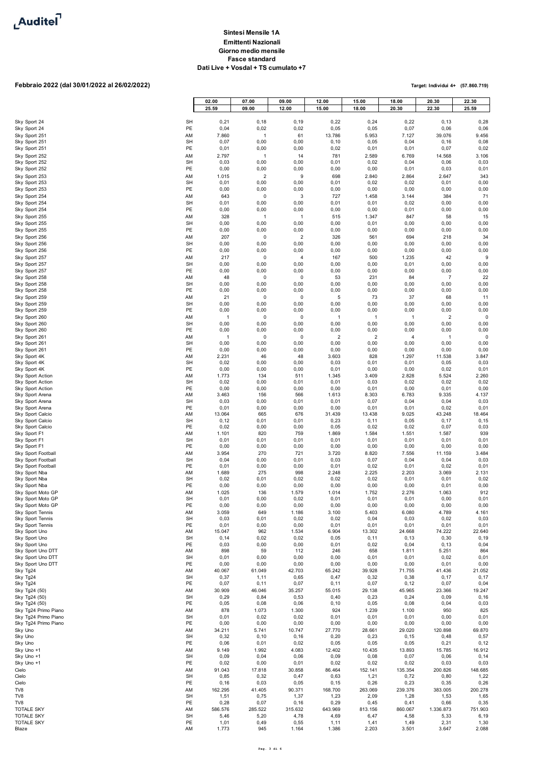Auditel

**Sintesi Mensile 1A**
**Emittenti Nazionali**
**Giorno medio mensile**
**Fasce standard**
**Dati Live + Vosdal + TS cumulato +7**

**Febbraio 2022 (dal 30/01/2022 al 26/02/2022)**

**Target: Individui 4+ (57.860.719)**

| | | 02.00 25.59 | 07.00 09.00 | 09.00 12.00 | 12.00 15.00 | 15.00 18.00 | 18.00 20.30 | 20.30 22.30 | 22.30 25.59 |
|---|---|---|---|---|---|---|---|---|---|
| Sky Sport 24 | SH | 0,21 | 0,18 | 0,19 | 0,22 | 0,24 | 0,22 | 0,13 | 0,28 |
| Sky Sport 24 | PE | 0,04 | 0,02 | 0,02 | 0,05 | 0,05 | 0,07 | 0,06 | 0,06 |
| Sky Sport 251 | AM | 7.860 | 1 | 61 | 13.786 | 5.953 | 7.127 | 39.076 | 9.456 |
| Sky Sport 251 | SH | 0,07 | 0,00 | 0,00 | 0,10 | 0,05 | 0,04 | 0,16 | 0,08 |
| Sky Sport 251 | PE | 0,01 | 0,00 | 0,00 | 0,02 | 0,01 | 0,01 | 0,07 | 0,02 |
| Sky Sport 252 | AM | 2.797 | 1 | 14 | 781 | 2.589 | 6.769 | 14.568 | 3.106 |
| Sky Sport 252 | SH | 0,03 | 0,00 | 0,00 | 0,01 | 0,02 | 0,04 | 0,06 | 0,03 |
| Sky Sport 252 | PE | 0,00 | 0,00 | 0,00 | 0,00 | 0,00 | 0,01 | 0,03 | 0,01 |
| Sky Sport 253 | AM | 1.015 | 2 | 9 | 698 | 2.840 | 2.864 | 2.647 | 343 |
| Sky Sport 253 | SH | 0,01 | 0,00 | 0,00 | 0,01 | 0,02 | 0,02 | 0,01 | 0,00 |
| Sky Sport 253 | PE | 0,00 | 0,00 | 0,00 | 0,00 | 0,00 | 0,00 | 0,00 | 0,00 |
| Sky Sport 254 | AM | 643 | 0 | 3 | 727 | 1.458 | 3.144 | 384 | 71 |
| Sky Sport 254 | SH | 0,01 | 0,00 | 0,00 | 0,01 | 0,01 | 0,02 | 0,00 | 0,00 |
| Sky Sport 254 | PE | 0,00 | 0,00 | 0,00 | 0,00 | 0,00 | 0,01 | 0,00 | 0,00 |
| Sky Sport 255 | AM | 328 | 1 | 1 | 515 | 1.347 | 847 | 58 | 15 |
| Sky Sport 255 | SH | 0,00 | 0,00 | 0,00 | 0,00 | 0,01 | 0,00 | 0,00 | 0,00 |
| Sky Sport 255 | PE | 0,00 | 0,00 | 0,00 | 0,00 | 0,00 | 0,00 | 0,00 | 0,00 |
| Sky Sport 256 | AM | 207 | 0 | 2 | 326 | 561 | 694 | 218 | 34 |
| Sky Sport 256 | SH | 0,00 | 0,00 | 0,00 | 0,00 | 0,00 | 0,00 | 0,00 | 0,00 |
| Sky Sport 256 | PE | 0,00 | 0,00 | 0,00 | 0,00 | 0,00 | 0,00 | 0,00 | 0,00 |
| Sky Sport 257 | AM | 217 | 0 | 4 | 167 | 500 | 1.235 | 42 | 9 |
| Sky Sport 257 | SH | 0,00 | 0,00 | 0,00 | 0,00 | 0,00 | 0,01 | 0,00 | 0,00 |
| Sky Sport 257 | PE | 0,00 | 0,00 | 0,00 | 0,00 | 0,00 | 0,00 | 0,00 | 0,00 |
| Sky Sport 258 | AM | 48 | 0 | 0 | 53 | 231 | 84 | 7 | 22 |
| Sky Sport 258 | SH | 0,00 | 0,00 | 0,00 | 0,00 | 0,00 | 0,00 | 0,00 | 0,00 |
| Sky Sport 258 | PE | 0,00 | 0,00 | 0,00 | 0,00 | 0,00 | 0,00 | 0,00 | 0,00 |
| Sky Sport 259 | AM | 21 | 0 | 0 | 5 | 73 | 37 | 68 | 11 |
| Sky Sport 259 | SH | 0,00 | 0,00 | 0,00 | 0,00 | 0,00 | 0,00 | 0,00 | 0,00 |
| Sky Sport 259 | PE | 0,00 | 0,00 | 0,00 | 0,00 | 0,00 | 0,00 | 0,00 | 0,00 |
| Sky Sport 260 | AM | 1 | 0 | 0 | 1 | 1 | 1 | 2 | 0 |
| Sky Sport 260 | SH | 0,00 | 0,00 | 0,00 | 0,00 | 0,00 | 0,00 | 0,00 | 0,00 |
| Sky Sport 260 | PE | 0,00 | 0,00 | 0,00 | 0,00 | 0,00 | 0,00 | 0,00 | 0,00 |
| Sky Sport 261 | AM | 1 | 0 | 0 | 2 | 2 | 4 | 1 | 0 |
| Sky Sport 261 | SH | 0,00 | 0,00 | 0,00 | 0,00 | 0,00 | 0,00 | 0,00 | 0,00 |
| Sky Sport 261 | PE | 0,00 | 0,00 | 0,00 | 0,00 | 0,00 | 0,00 | 0,00 | 0,00 |
| Sky Sport 4K | AM | 2.231 | 46 | 48 | 3.603 | 828 | 1.297 | 11.538 | 3.847 |
| Sky Sport 4K | SH | 0,02 | 0,00 | 0,00 | 0,03 | 0,01 | 0,01 | 0,05 | 0,03 |
| Sky Sport 4K | PE | 0,00 | 0,00 | 0,00 | 0,01 | 0,00 | 0,00 | 0,02 | 0,01 |
| Sky Sport Action | AM | 1.773 | 134 | 511 | 1.345 | 3.409 | 2.828 | 5.524 | 2.260 |
| Sky Sport Action | SH | 0,02 | 0,00 | 0,01 | 0,01 | 0,03 | 0,02 | 0,02 | 0,02 |
| Sky Sport Action | PE | 0,00 | 0,00 | 0,00 | 0,00 | 0,01 | 0,00 | 0,01 | 0,00 |
| Sky Sport Arena | AM | 3.463 | 156 | 566 | 1.613 | 8.303 | 6.783 | 9.335 | 4.137 |
| Sky Sport Arena | SH | 0,03 | 0,00 | 0,01 | 0,01 | 0,07 | 0,04 | 0,04 | 0,03 |
| Sky Sport Arena | PE | 0,01 | 0,00 | 0,00 | 0,00 | 0,01 | 0,01 | 0,02 | 0,01 |
| Sky Sport Calcio | AM | 13.064 | 665 | 676 | 31.439 | 13.438 | 9.025 | 43.248 | 18.464 |
| Sky Sport Calcio | SH | 0,12 | 0,01 | 0,01 | 0,23 | 0,11 | 0,05 | 0,17 | 0,15 |
| Sky Sport Calcio | PE | 0,02 | 0,00 | 0,00 | 0,05 | 0,02 | 0,02 | 0,07 | 0,03 |
| Sky Sport F1 | AM | 1.101 | 820 | 759 | 1.869 | 1.584 | 1.551 | 1.587 | 939 |
| Sky Sport F1 | SH | 0,01 | 0,01 | 0,01 | 0,01 | 0,01 | 0,01 | 0,01 | 0,01 |
| Sky Sport F1 | PE | 0,00 | 0,00 | 0,00 | 0,00 | 0,00 | 0,00 | 0,00 | 0,00 |
| Sky Sport Football | AM | 3.954 | 270 | 721 | 3.720 | 8.820 | 7.556 | 11.159 | 3.484 |
| Sky Sport Football | SH | 0,04 | 0,00 | 0,01 | 0,03 | 0,07 | 0,04 | 0,04 | 0,03 |
| Sky Sport Football | PE | 0,01 | 0,00 | 0,00 | 0,01 | 0,02 | 0,01 | 0,02 | 0,01 |
| Sky Sport Nba | AM | 1.689 | 275 | 998 | 2.248 | 2.225 | 2.203 | 3.069 | 2.131 |
| Sky Sport Nba | SH | 0,02 | 0,01 | 0,02 | 0,02 | 0,02 | 0,01 | 0,01 | 0,02 |
| Sky Sport Nba | PE | 0,00 | 0,00 | 0,00 | 0,00 | 0,00 | 0,00 | 0,01 | 0,00 |
| Sky Sport Moto GP | AM | 1.025 | 136 | 1.579 | 1.014 | 1.752 | 2.276 | 1.063 | 912 |
| Sky Sport Moto GP | SH | 0,01 | 0,00 | 0,02 | 0,01 | 0,01 | 0,01 | 0,00 | 0,01 |
| Sky Sport Moto GP | PE | 0,00 | 0,00 | 0,00 | 0,00 | 0,00 | 0,00 | 0,00 | 0,00 |
| Sky Sport Tennis | AM | 3.059 | 649 | 1.186 | 3.100 | 5.403 | 6.080 | 4.789 | 4.161 |
| Sky Sport Tennis | SH | 0,03 | 0,01 | 0,02 | 0,02 | 0,04 | 0,03 | 0,02 | 0,03 |
| Sky Sport Tennis | PE | 0,01 | 0,00 | 0,00 | 0,01 | 0,01 | 0,01 | 0,01 | 0,01 |
| Sky Sport Uno | AM | 15.047 | 962 | 1.534 | 6.904 | 13.302 | 24.668 | 74.222 | 22.640 |
| Sky Sport Uno | SH | 0,14 | 0,02 | 0,02 | 0,05 | 0,11 | 0,13 | 0,30 | 0,19 |
| Sky Sport Uno | PE | 0,03 | 0,00 | 0,00 | 0,01 | 0,02 | 0,04 | 0,13 | 0,04 |
| Sky Sport Uno DTT | AM | 898 | 59 | 112 | 246 | 658 | 1.811 | 5.251 | 864 |
| Sky Sport Uno DTT | SH | 0,01 | 0,00 | 0,00 | 0,00 | 0,01 | 0,01 | 0,02 | 0,01 |
| Sky Sport Uno DTT | PE | 0,00 | 0,00 | 0,00 | 0,00 | 0,00 | 0,00 | 0,01 | 0,00 |
| Sky Tg24 | AM | 40.067 | 61.049 | 42.703 | 65.242 | 39.928 | 71.755 | 41.436 | 21.052 |
| Sky Tg24 | SH | 0,37 | 1,11 | 0,65 | 0,47 | 0,32 | 0,38 | 0,17 | 0,17 |
| Sky Tg24 | PE | 0,07 | 0,11 | 0,07 | 0,11 | 0,07 | 0,12 | 0,07 | 0,04 |
| Sky Tg24 (50) | AM | 30.909 | 46.046 | 35.257 | 55.015 | 29.138 | 45.965 | 23.366 | 19.247 |
| Sky Tg24 (50) | SH | 0,29 | 0,84 | 0,53 | 0,40 | 0,23 | 0,24 | 0,09 | 0,16 |
| Sky Tg24 (50) | PE | 0,05 | 0,08 | 0,06 | 0,10 | 0,05 | 0,08 | 0,04 | 0,03 |
| Sky Tg24 Primo Piano | AM | 878 | 1.073 | 1.300 | 924 | 1.239 | 1.100 | 950 | 825 |
| Sky Tg24 Primo Piano | SH | 0,01 | 0,02 | 0,02 | 0,01 | 0,01 | 0,01 | 0,00 | 0,01 |
| Sky Tg24 Primo Piano | PE | 0,00 | 0,00 | 0,00 | 0,00 | 0,00 | 0,00 | 0,00 | 0,00 |
| Sky Uno | AM | 34.211 | 5.741 | 10.747 | 27.770 | 28.661 | 29.020 | 120.898 | 69.870 |
| Sky Uno | SH | 0,32 | 0,10 | 0,16 | 0,20 | 0,23 | 0,15 | 0,48 | 0,57 |
| Sky Uno | PE | 0,06 | 0,01 | 0,02 | 0,05 | 0,05 | 0,05 | 0,21 | 0,12 |
| Sky Uno +1 | AM | 9.149 | 1.992 | 4.083 | 12.402 | 10.435 | 13.893 | 15.785 | 16.912 |
| Sky Uno +1 | SH | 0,09 | 0,04 | 0,06 | 0,09 | 0,08 | 0,07 | 0,06 | 0,14 |
| Sky Uno +1 | PE | 0,02 | 0,00 | 0,01 | 0,02 | 0,02 | 0,02 | 0,03 | 0,03 |
| Cielo | AM | 91.043 | 17.818 | 30.858 | 86.464 | 152.141 | 135.354 | 200.826 | 148.685 |
| Cielo | SH | 0,85 | 0,32 | 0,47 | 0,63 | 1,21 | 0,72 | 0,80 | 1,22 |
| Cielo | PE | 0,16 | 0,03 | 0,05 | 0,15 | 0,26 | 0,23 | 0,35 | 0,26 |
| TV8 | AM | 162.295 | 41.405 | 90.371 | 168.700 | 263.069 | 239.376 | 383.005 | 200.278 |
| TV8 | SH | 1,51 | 0,75 | 1,37 | 1,23 | 2,09 | 1,28 | 1,53 | 1,65 |
| TV8 | PE | 0,28 | 0,07 | 0,16 | 0,29 | 0,45 | 0,41 | 0,66 | 0,35 |
| TOTALE SKY | AM | 586.576 | 285.522 | 315.632 | 643.969 | 813.156 | 860.067 | 1.336.873 | 751.903 |
| TOTALE SKY | SH | 5,46 | 5,20 | 4,78 | 4,69 | 6,47 | 4,58 | 5,33 | 6,19 |
| TOTALE SKY | PE | 1,01 | 0,49 | 0,55 | 1,11 | 1,41 | 1,49 | 2,31 | 1,30 |
| Blaze | AM | 1.773 | 945 | 1.164 | 1.386 | 2.203 | 3.501 | 3.647 | 2.088 |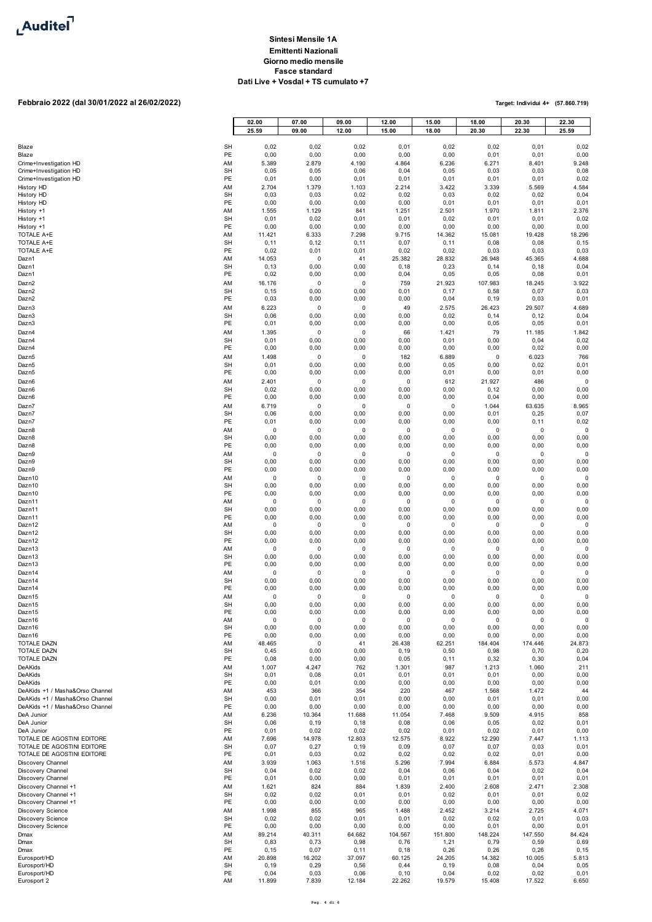Auditel

## Sintesi Mensile 1A
### Emittenti Nazionali
### Giorno medio mensile
### Fasce standard
### Dati Live + Vosdal + TS cumulato +7

**Febbraio 2022 (dal 30/01/2022 al 26/02/2022)**

**Target: Individui 4+ (57.860.719)**

| | | 02.00 25.59 | 07.00 09.00 | 09.00 12.00 | 12.00 15.00 | 15.00 18.00 | 18.00 20.30 | 20.30 22.30 | 22.30 25.59 |
|---|---|---|---|---|---|---|---|---|---|
| Blaze | SH | 0,02 | 0,02 | 0,02 | 0,01 | 0,02 | 0,02 | 0,01 | 0,02 |
| Blaze | PE | 0,00 | 0,00 | 0,00 | 0,00 | 0,00 | 0,01 | 0,01 | 0,00 |
| Crime+Investigation HD | AM | 5.389 | 2.879 | 4.190 | 4.864 | 6.236 | 6.271 | 8.401 | 9.248 |
| Crime+Investigation HD | SH | 0,05 | 0,05 | 0,06 | 0,04 | 0,05 | 0,03 | 0,03 | 0,08 |
| Crime+Investigation HD | PE | 0,01 | 0,00 | 0,01 | 0,01 | 0,01 | 0,01 | 0,01 | 0,02 |
| History HD | AM | 2.704 | 1.379 | 1.103 | 2.214 | 3.422 | 3.339 | 5.569 | 4.584 |
| History HD | SH | 0,03 | 0,03 | 0,02 | 0,02 | 0,03 | 0,02 | 0,02 | 0,04 |
| History HD | PE | 0,00 | 0,00 | 0,00 | 0,00 | 0,01 | 0,01 | 0,01 | 0,01 |
| History +1 | AM | 1.555 | 1.129 | 841 | 1.251 | 2.501 | 1.970 | 1.811 | 2.376 |
| History +1 | SH | 0,01 | 0,02 | 0,01 | 0,01 | 0,02 | 0,01 | 0,01 | 0,02 |
| History +1 | PE | 0,00 | 0,00 | 0,00 | 0,00 | 0,00 | 0,00 | 0,00 | 0,00 |
| TOTALE A+E | AM | 11.421 | 6.333 | 7.298 | 9.715 | 14.362 | 15.081 | 19.428 | 18.296 |
| TOTALE A+E | SH | 0,11 | 0,12 | 0,11 | 0,07 | 0,11 | 0,08 | 0,08 | 0,15 |
| TOTALE A+E | PE | 0,02 | 0,01 | 0,01 | 0,02 | 0,02 | 0,03 | 0,03 | 0,03 |
| Dazn1 | AM | 14.053 | 0 | 41 | 25.382 | 28.832 | 26.948 | 45.365 | 4.688 |
| Dazn1 | SH | 0,13 | 0,00 | 0,00 | 0,18 | 0,23 | 0,14 | 0,18 | 0,04 |
| Dazn1 | PE | 0,02 | 0,00 | 0,00 | 0,04 | 0,05 | 0,05 | 0,08 | 0,01 |
| Dazn2 | AM | 16.176 | 0 | 0 | 759 | 21.923 | 107.983 | 18.245 | 3.922 |
| Dazn2 | SH | 0,15 | 0,00 | 0,00 | 0,01 | 0,17 | 0,58 | 0,07 | 0,03 |
| Dazn2 | PE | 0,03 | 0,00 | 0,00 | 0,00 | 0,04 | 0,19 | 0,03 | 0,01 |
| Dazn3 | AM | 6.223 | 0 | 0 | 49 | 2.575 | 26.423 | 29.507 | 4.689 |
| Dazn3 | SH | 0,06 | 0,00 | 0,00 | 0,00 | 0,02 | 0,14 | 0,12 | 0,04 |
| Dazn3 | PE | 0,01 | 0,00 | 0,00 | 0,00 | 0,00 | 0,05 | 0,05 | 0,01 |
| Dazn4 | AM | 1.395 | 0 | 0 | 66 | 1.421 | 79 | 11.185 | 1.842 |
| Dazn4 | SH | 0,01 | 0,00 | 0,00 | 0,00 | 0,01 | 0,00 | 0,04 | 0,02 |
| Dazn4 | PE | 0,00 | 0,00 | 0,00 | 0,00 | 0,00 | 0,00 | 0,02 | 0,00 |
| Dazn5 | AM | 1.498 | 0 | 0 | 182 | 6.889 | 0 | 6.023 | 766 |
| Dazn5 | SH | 0,01 | 0,00 | 0,00 | 0,00 | 0,05 | 0,00 | 0,02 | 0,01 |
| Dazn5 | PE | 0,00 | 0,00 | 0,00 | 0,00 | 0,01 | 0,00 | 0,01 | 0,00 |
| Dazn6 | AM | 2.401 | 0 | 0 | 0 | 612 | 21.927 | 486 | 0 |
| Dazn6 | SH | 0,02 | 0,00 | 0,00 | 0,00 | 0,00 | 0,12 | 0,00 | 0,00 |
| Dazn6 | PE | 0,00 | 0,00 | 0,00 | 0,00 | 0,00 | 0,04 | 0,00 | 0,00 |
| Dazn7 | AM | 6.719 | 0 | 0 | 0 | 0 | 1.044 | 63.635 | 8.965 |
| Dazn7 | SH | 0,06 | 0,00 | 0,00 | 0,00 | 0,00 | 0,01 | 0,25 | 0,07 |
| Dazn7 | PE | 0,01 | 0,00 | 0,00 | 0,00 | 0,00 | 0,00 | 0,11 | 0,02 |
| Dazn8 | AM | 0 | 0 | 0 | 0 | 0 | 0 | 0 | 0 |
| Dazn8 | SH | 0,00 | 0,00 | 0,00 | 0,00 | 0,00 | 0,00 | 0,00 | 0,00 |
| Dazn8 | PE | 0,00 | 0,00 | 0,00 | 0,00 | 0,00 | 0,00 | 0,00 | 0,00 |
| Dazn9 | AM | 0 | 0 | 0 | 0 | 0 | 0 | 0 | 0 |
| Dazn9 | SH | 0,00 | 0,00 | 0,00 | 0,00 | 0,00 | 0,00 | 0,00 | 0,00 |
| Dazn9 | PE | 0,00 | 0,00 | 0,00 | 0,00 | 0,00 | 0,00 | 0,00 | 0,00 |
| Dazn10 | AM | 0 | 0 | 0 | 0 | 0 | 0 | 0 | 0 |
| Dazn10 | SH | 0,00 | 0,00 | 0,00 | 0,00 | 0,00 | 0,00 | 0,00 | 0,00 |
| Dazn10 | PE | 0,00 | 0,00 | 0,00 | 0,00 | 0,00 | 0,00 | 0,00 | 0,00 |
| Dazn11 | AM | 0 | 0 | 0 | 0 | 0 | 0 | 0 | 0 |
| Dazn11 | SH | 0,00 | 0,00 | 0,00 | 0,00 | 0,00 | 0,00 | 0,00 | 0,00 |
| Dazn11 | PE | 0,00 | 0,00 | 0,00 | 0,00 | 0,00 | 0,00 | 0,00 | 0,00 |
| Dazn12 | AM | 0 | 0 | 0 | 0 | 0 | 0 | 0 | 0 |
| Dazn12 | SH | 0,00 | 0,00 | 0,00 | 0,00 | 0,00 | 0,00 | 0,00 | 0,00 |
| Dazn12 | PE | 0,00 | 0,00 | 0,00 | 0,00 | 0,00 | 0,00 | 0,00 | 0,00 |
| Dazn13 | AM | 0 | 0 | 0 | 0 | 0 | 0 | 0 | 0 |
| Dazn13 | SH | 0,00 | 0,00 | 0,00 | 0,00 | 0,00 | 0,00 | 0,00 | 0,00 |
| Dazn13 | PE | 0,00 | 0,00 | 0,00 | 0,00 | 0,00 | 0,00 | 0,00 | 0,00 |
| Dazn14 | AM | 0 | 0 | 0 | 0 | 0 | 0 | 0 | 0 |
| Dazn14 | SH | 0,00 | 0,00 | 0,00 | 0,00 | 0,00 | 0,00 | 0,00 | 0,00 |
| Dazn14 | PE | 0,00 | 0,00 | 0,00 | 0,00 | 0,00 | 0,00 | 0,00 | 0,00 |
| Dazn15 | AM | 0 | 0 | 0 | 0 | 0 | 0 | 0 | 0 |
| Dazn15 | SH | 0,00 | 0,00 | 0,00 | 0,00 | 0,00 | 0,00 | 0,00 | 0,00 |
| Dazn15 | PE | 0,00 | 0,00 | 0,00 | 0,00 | 0,00 | 0,00 | 0,00 | 0,00 |
| Dazn16 | AM | 0 | 0 | 0 | 0 | 0 | 0 | 0 | 0 |
| Dazn16 | SH | 0,00 | 0,00 | 0,00 | 0,00 | 0,00 | 0,00 | 0,00 | 0,00 |
| Dazn16 | PE | 0,00 | 0,00 | 0,00 | 0,00 | 0,00 | 0,00 | 0,00 | 0,00 |
| TOTALE DAZN | AM | 48.465 | 0 | 41 | 26.438 | 62.251 | 184.404 | 174.446 | 24.873 |
| TOTALE DAZN | SH | 0,45 | 0,00 | 0,00 | 0,19 | 0,50 | 0,98 | 0,70 | 0,20 |
| TOTALE DAZN | PE | 0,08 | 0,00 | 0,00 | 0,05 | 0,11 | 0,32 | 0,30 | 0,04 |
| DeAKids | AM | 1.007 | 4.247 | 762 | 1.301 | 987 | 1.213 | 1.060 | 211 |
| DeAKids | SH | 0,01 | 0,08 | 0,01 | 0,01 | 0,01 | 0,01 | 0,00 | 0,00 |
| DeAKids | PE | 0,00 | 0,01 | 0,00 | 0,00 | 0,00 | 0,00 | 0,00 | 0,00 |
| DeAKids +1 / Masha&Orso Channel | AM | 453 | 366 | 354 | 220 | 467 | 1.568 | 1.472 | 44 |
| DeAKids +1 / Masha&Orso Channel | SH | 0,00 | 0,01 | 0,01 | 0,00 | 0,00 | 0,01 | 0,01 | 0,00 |
| DeAKids +1 / Masha&Orso Channel | PE | 0,00 | 0,00 | 0,00 | 0,00 | 0,00 | 0,00 | 0,00 | 0,00 |
| DeA Junior | AM | 6.236 | 10.364 | 11.688 | 11.054 | 7.468 | 9.509 | 4.915 | 858 |
| DeA Junior | SH | 0,06 | 0,19 | 0,18 | 0,08 | 0,06 | 0,05 | 0,02 | 0,01 |
| DeA Junior | PE | 0,01 | 0,02 | 0,02 | 0,02 | 0,01 | 0,02 | 0,01 | 0,00 |
| TOTALE DE AGOSTINI EDITORE | AM | 7.696 | 14.978 | 12.803 | 12.575 | 8.922 | 12.290 | 7.447 | 1.113 |
| TOTALE DE AGOSTINI EDITORE | SH | 0,07 | 0,27 | 0,19 | 0,09 | 0,07 | 0,07 | 0,03 | 0,01 |
| TOTALE DE AGOSTINI EDITORE | PE | 0,01 | 0,03 | 0,02 | 0,02 | 0,02 | 0,02 | 0,01 | 0,00 |
| Discovery Channel | AM | 3.939 | 1.063 | 1.516 | 5.296 | 7.994 | 6.884 | 5.573 | 4.847 |
| Discovery Channel | SH | 0,04 | 0,02 | 0,02 | 0,04 | 0,06 | 0,04 | 0,02 | 0,04 |
| Discovery Channel | PE | 0,01 | 0,00 | 0,00 | 0,01 | 0,01 | 0,01 | 0,01 | 0,01 |
| Discovery Channel +1 | AM | 1.621 | 824 | 884 | 1.839 | 2.400 | 2.608 | 2.471 | 2.308 |
| Discovery Channel +1 | SH | 0,02 | 0,02 | 0,01 | 0,01 | 0,02 | 0,01 | 0,01 | 0,02 |
| Discovery Channel +1 | PE | 0,00 | 0,00 | 0,00 | 0,00 | 0,00 | 0,00 | 0,00 | 0,00 |
| Discovery Science | AM | 1.998 | 855 | 965 | 1.488 | 2.452 | 3.214 | 2.725 | 4.071 |
| Discovery Science | SH | 0,02 | 0,02 | 0,01 | 0,01 | 0,02 | 0,02 | 0,01 | 0,03 |
| Discovery Science | PE | 0,00 | 0,00 | 0,00 | 0,00 | 0,00 | 0,01 | 0,00 | 0,01 |
| Dmax | AM | 89.214 | 40.311 | 64.682 | 104.567 | 151.800 | 148.224 | 147.550 | 84.424 |
| Dmax | SH | 0,83 | 0,73 | 0,98 | 0,76 | 1,21 | 0,79 | 0,59 | 0,69 |
| Dmax | PE | 0,15 | 0,07 | 0,11 | 0,18 | 0,26 | 0,26 | 0,26 | 0,15 |
| Eurosport/HD | AM | 20.898 | 16.202 | 37.097 | 60.125 | 24.205 | 14.382 | 10.005 | 5.813 |
| Eurosport/HD | SH | 0,19 | 0,29 | 0,56 | 0,44 | 0,19 | 0,08 | 0,04 | 0,05 |
| Eurosport/HD | PE | 0,04 | 0,03 | 0,06 | 0,10 | 0,04 | 0,02 | 0,02 | 0,01 |
| Eurosport 2 | AM | 11.899 | 7.839 | 12.184 | 22.262 | 19.579 | 15.408 | 17.522 | 6.650 |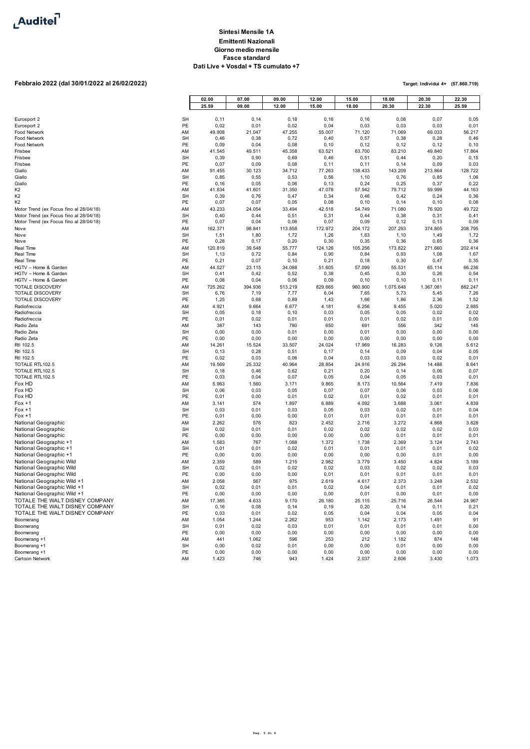**Sintesi Mensile 1A**
**Emittenti Nazionali**
**Giorno medio mensile**
**Fasce standard**
**Dati Live + Vosdal + TS cumulato +7**

**Febbraio 2022 (dal 30/01/2022 al 26/02/2022)**

**Target: Individui 4+ (57.860.719)**

| | | 02.00<br>25.59 | 07.00<br>09.00 | 09.00<br>12.00 | 12.00<br>15.00 | 15.00<br>18.00 | 18.00<br>20.30 | 20.30<br>22.30 | 22.30<br>25.59 |
|---|---|---|---|---|---|---|---|---|---|
| Eurosport 2 | SH | 0,11 | 0,14 | 0,18 | 0,16 | 0,16 | 0,08 | 0,07 | 0,05 |
| Eurosport 2 | PE | 0,02 | 0,01 | 0,02 | 0,04 | 0,03 | 0,03 | 0,03 | 0,01 |
| Food Network | AM | 49.908 | 21.047 | 47.255 | 55.007 | 71.120 | 71.069 | 69.033 | 56.217 |
| Food Network | SH | 0,46 | 0,38 | 0,72 | 0,40 | 0,57 | 0,38 | 0,28 | 0,46 |
| Food Network | PE | 0,09 | 0,04 | 0,08 | 0,10 | 0,12 | 0,12 | 0,12 | 0,10 |
| Frisbee | AM | 41.545 | 49.511 | 45.358 | 63.521 | 63.700 | 83.210 | 49.840 | 17.864 |
| Frisbee | SH | 0,39 | 0,90 | 0,69 | 0,46 | 0,51 | 0,44 | 0,20 | 0,15 |
| Frisbee | PE | 0,07 | 0,09 | 0,08 | 0,11 | 0,11 | 0,14 | 0,09 | 0,03 |
| Giallo | AM | 91.455 | 30.123 | 34.712 | 77.263 | 138.433 | 143.209 | 213.864 | 128.722 |
| Giallo | SH | 0,85 | 0,55 | 0,53 | 0,56 | 1,10 | 0,76 | 0,85 | 1,06 |
| Giallo | PE | 0,16 | 0,05 | 0,06 | 0,13 | 0,24 | 0,25 | 0,37 | 0,22 |
| K2 | AM | 41.834 | 41.601 | 31.350 | 47.078 | 57.942 | 79.712 | 59.999 | 44.163 |
| K2 | SH | 0,39 | 0,76 | 0,47 | 0,34 | 0,46 | 0,42 | 0,24 | 0,36 |
| K2 | PE | 0,07 | 0,07 | 0,05 | 0,08 | 0,10 | 0,14 | 0,10 | 0,08 |
| Motor Trend (ex Focus fino al 28/04/18) | AM | 43.233 | 24.054 | 33.494 | 42.518 | 54.749 | 71.080 | 76.920 | 49.722 |
| Motor Trend (ex Focus fino al 28/04/18) | SH | 0,40 | 0,44 | 0,51 | 0,31 | 0,44 | 0,38 | 0,31 | 0,41 |
| Motor Trend (ex Focus fino al 28/04/18) | PE | 0,07 | 0,04 | 0,06 | 0,07 | 0,09 | 0,12 | 0,13 | 0,09 |
| Nove | AM | 162.371 | 98.841 | 113.858 | 172.972 | 204.172 | 207.293 | 374.805 | 208.795 |
| Nove | SH | 1,51 | 1,80 | 1,72 | 1,26 | 1,63 | 1,10 | 1,49 | 1,72 |
| Nove | PE | 0,28 | 0,17 | 0,20 | 0,30 | 0,35 | 0,36 | 0,65 | 0,36 |
| Real Time | AM | 120.819 | 39.548 | 55.777 | 124.126 | 105.256 | 173.822 | 271.660 | 202.414 |
| Real Time | SH | 1,13 | 0,72 | 0,84 | 0,90 | 0,84 | 0,93 | 1,08 | 1,67 |
| Real Time | PE | 0,21 | 0,07 | 0,10 | 0,21 | 0,18 | 0,30 | 0,47 | 0,35 |
| HGTV – Home & Garden | AM | 44.527 | 23.115 | 34.088 | 51.605 | 57.099 | 55.531 | 65.114 | 66.236 |
| HGTV – Home & Garden | SH | 0,41 | 0,42 | 0,52 | 0,38 | 0,45 | 0,30 | 0,26 | 0,54 |
| HGTV – Home & Garden | PE | 0,08 | 0,04 | 0,06 | 0,09 | 0,10 | 0,10 | 0,11 | 0,11 |
| TOTALE DISCOVERY | AM | 725.262 | 394.936 | 513.219 | 829.665 | 960.900 | 1.075.648 | 1.367.081 | 882.247 |
| TOTALE DISCOVERY | SH | 6,76 | 7,19 | 7,77 | 6,04 | 7,65 | 5,73 | 5,45 | 7,26 |
| TOTALE DISCOVERY | PE | 1,25 | 0,68 | 0,89 | 1,43 | 1,66 | 1,86 | 2,36 | 1,52 |
| Radiofreccia | AM | 4.921 | 9.664 | 6.677 | 4.181 | 6.256 | 9.455 | 5.020 | 2.885 |
| Radiofreccia | SH | 0,05 | 0,18 | 0,10 | 0,03 | 0,05 | 0,05 | 0,02 | 0,02 |
| Radiofreccia | PE | 0,01 | 0,02 | 0,01 | 0,01 | 0,01 | 0,02 | 0,01 | 0,00 |
| Radio Zeta | AM | 387 | 143 | 780 | 650 | 691 | 556 | 342 | 145 |
| Radio Zeta | SH | 0,00 | 0,00 | 0,01 | 0,00 | 0,01 | 0,00 | 0,00 | 0,00 |
| Radio Zeta | PE | 0,00 | 0,00 | 0,00 | 0,00 | 0,00 | 0,00 | 0,00 | 0,00 |
| Rtl 102.5 | AM | 14.261 | 15.524 | 33.507 | 24.024 | 17.969 | 16.283 | 9.126 | 5.612 |
| Rtl 102.5 | SH | 0,13 | 0,28 | 0,51 | 0,17 | 0,14 | 0,09 | 0,04 | 0,05 |
| Rtl 102.5 | PE | 0,02 | 0,03 | 0,06 | 0,04 | 0,03 | 0,03 | 0,02 | 0,01 |
| TOTALE RTL102.5 | AM | 19.569 | 25.332 | 40.964 | 28.854 | 24.916 | 26.294 | 14.488 | 8.641 |
| TOTALE RTL102.5 | SH | 0,18 | 0,46 | 0,62 | 0,21 | 0,20 | 0,14 | 0,06 | 0,07 |
| TOTALE RTL102.5 | PE | 0,03 | 0,04 | 0,07 | 0,05 | 0,04 | 0,05 | 0,03 | 0,01 |
| Fox HD | AM | 5.963 | 1.560 | 3.171 | 9.865 | 8.173 | 10.564 | 7.419 | 7.836 |
| Fox HD | SH | 0,06 | 0,03 | 0,05 | 0,07 | 0,07 | 0,06 | 0,03 | 0,06 |
| Fox HD | PE | 0,01 | 0,00 | 0,01 | 0,02 | 0,01 | 0,02 | 0,01 | 0,01 |
| Fox +1 | AM | 3.141 | 574 | 1.897 | 6.889 | 4.092 | 3.688 | 3.061 | 4.839 |
| Fox +1 | SH | 0,03 | 0,01 | 0,03 | 0,05 | 0,03 | 0,02 | 0,01 | 0,04 |
| Fox +1 | PE | 0,01 | 0,00 | 0,00 | 0,01 | 0,01 | 0,01 | 0,01 | 0,01 |
| National Geographic | AM | 2.262 | 576 | 823 | 2.452 | 2.716 | 3.272 | 4.868 | 3.828 |
| National Geographic | SH | 0,02 | 0,01 | 0,01 | 0,02 | 0,02 | 0,02 | 0,02 | 0,03 |
| National Geographic | PE | 0,00 | 0,00 | 0,00 | 0,00 | 0,00 | 0,01 | 0,01 | 0,01 |
| National Geographic +1 | AM | 1.583 | 767 | 1.088 | 1.372 | 1.738 | 2.369 | 3.124 | 2.743 |
| National Geographic +1 | SH | 0,01 | 0,01 | 0,02 | 0,01 | 0,01 | 0,01 | 0,01 | 0,02 |
| National Geographic +1 | PE | 0,00 | 0,00 | 0,00 | 0,00 | 0,00 | 0,00 | 0,01 | 0,00 |
| National Geographic Wild | AM | 2.359 | 589 | 1.215 | 2.982 | 3.779 | 3.450 | 4.824 | 3.189 |
| National Geographic Wild | SH | 0,02 | 0,01 | 0,02 | 0,02 | 0,03 | 0,02 | 0,02 | 0,03 |
| National Geographic Wild | PE | 0,00 | 0,00 | 0,00 | 0,01 | 0,01 | 0,01 | 0,01 | 0,01 |
| National Geographic Wild +1 | AM | 2.058 | 567 | 975 | 2.619 | 4.617 | 2.373 | 3.248 | 2.532 |
| National Geographic Wild +1 | SH | 0,02 | 0,01 | 0,01 | 0,02 | 0,04 | 0,01 | 0,01 | 0,02 |
| National Geographic Wild +1 | PE | 0,00 | 0,00 | 0,00 | 0,00 | 0,01 | 0,00 | 0,01 | 0,00 |
| TOTALE THE WALT DISNEY COMPANY | AM | 17.365 | 4.633 | 9.170 | 26.180 | 25.115 | 25.716 | 26.544 | 24.967 |
| TOTALE THE WALT DISNEY COMPANY | SH | 0,16 | 0,08 | 0,14 | 0,19 | 0,20 | 0,14 | 0,11 | 0,21 |
| TOTALE THE WALT DISNEY COMPANY | PE | 0,03 | 0,01 | 0,02 | 0,05 | 0,04 | 0,04 | 0,05 | 0,04 |
| Boomerang | AM | 1.054 | 1.244 | 2.262 | 953 | 1.142 | 2.173 | 1.491 | 91 |
| Boomerang | SH | 0,01 | 0,02 | 0,03 | 0,01 | 0,01 | 0,01 | 0,01 | 0,00 |
| Boomerang | PE | 0,00 | 0,00 | 0,00 | 0,00 | 0,00 | 0,00 | 0,00 | 0,00 |
| Boomerang +1 | AM | 441 | 1.062 | 596 | 253 | 212 | 1.182 | 874 | 148 |
| Boomerang +1 | SH | 0,00 | 0,02 | 0,01 | 0,00 | 0,00 | 0,01 | 0,00 | 0,00 |
| Boomerang +1 | PE | 0,00 | 0,00 | 0,00 | 0,00 | 0,00 | 0,00 | 0,00 | 0,00 |
| Cartoon Network | AM | 1.423 | 746 | 943 | 1.424 | 2.037 | 2.606 | 3.430 | 1.073 |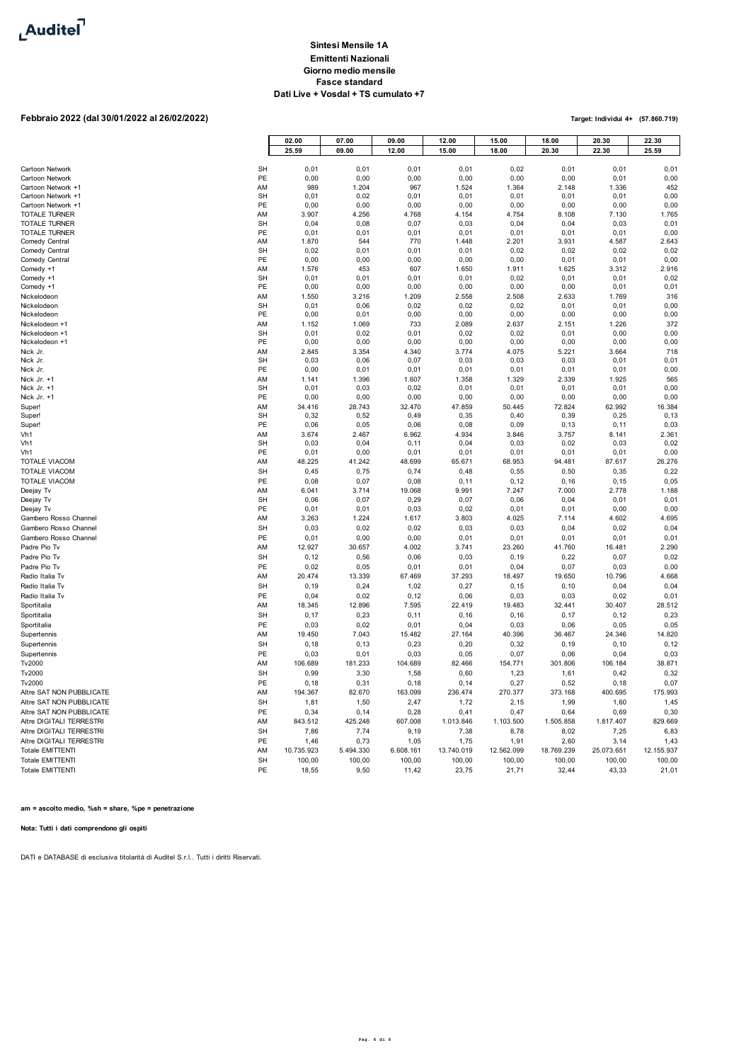Auditel

**Sintesi Mensile 1A**
**Emittenti Nazionali**
**Giorno medio mensile**
**Fasce standard**
**Dati Live + Vosdal + TS cumulato +7**

**Febbraio 2022 (dal 30/01/2022 al 26/02/2022)**

**Target: Individui 4+ (57.860.719)**

| | | 02.00 25.59 | 07.00 09.00 | 09.00 12.00 | 12.00 15.00 | 15.00 18.00 | 18.00 20.30 | 20.30 22.30 | 22.30 25.59 |
|---|---|---|---|---|---|---|---|---|---|
| Cartoon Network | SH | 0,01 | 0,01 | 0,01 | 0,01 | 0,02 | 0,01 | 0,01 | 0,01 |
| Cartoon Network | PE | 0,00 | 0,00 | 0,00 | 0,00 | 0,00 | 0,00 | 0,01 | 0,00 |
| Cartoon Network +1 | AM | 989 | 1.204 | 967 | 1.524 | 1.364 | 2.148 | 1.336 | 452 |
| Cartoon Network +1 | SH | 0,01 | 0,02 | 0,01 | 0,01 | 0,01 | 0,01 | 0,01 | 0,00 |
| Cartoon Network +1 | PE | 0,00 | 0,00 | 0,00 | 0,00 | 0,00 | 0,00 | 0,00 | 0,00 |
| TOTALE TURNER | AM | 3.907 | 4.256 | 4.768 | 4.154 | 4.754 | 8.108 | 7.130 | 1.765 |
| TOTALE TURNER | SH | 0,04 | 0,08 | 0,07 | 0,03 | 0,04 | 0,04 | 0,03 | 0,01 |
| TOTALE TURNER | PE | 0,01 | 0,01 | 0,01 | 0,01 | 0,01 | 0,01 | 0,01 | 0,00 |
| Comedy Central | AM | 1.870 | 544 | 770 | 1.448 | 2.201 | 3.931 | 4.587 | 2.643 |
| Comedy Central | SH | 0,02 | 0,01 | 0,01 | 0,01 | 0,02 | 0,02 | 0,02 | 0,02 |
| Comedy Central | PE | 0,00 | 0,00 | 0,00 | 0,00 | 0,00 | 0,01 | 0,01 | 0,00 |
| Comedy +1 | AM | 1.576 | 453 | 607 | 1.650 | 1.911 | 1.625 | 3.312 | 2.916 |
| Comedy +1 | SH | 0,01 | 0,01 | 0,01 | 0,01 | 0,02 | 0,01 | 0,01 | 0,02 |
| Comedy +1 | PE | 0,00 | 0,00 | 0,00 | 0,00 | 0,00 | 0,00 | 0,01 | 0,01 |
| Nickelodeon | AM | 1.550 | 3.216 | 1.209 | 2.558 | 2.508 | 2.633 | 1.769 | 316 |
| Nickelodeon | SH | 0,01 | 0,06 | 0,02 | 0,02 | 0,02 | 0,01 | 0,01 | 0,00 |
| Nickelodeon | PE | 0,00 | 0,01 | 0,00 | 0,00 | 0,00 | 0,00 | 0,00 | 0,00 |
| Nickelodeon +1 | AM | 1.152 | 1.069 | 733 | 2.089 | 2.637 | 2.151 | 1.226 | 372 |
| Nickelodeon +1 | SH | 0,01 | 0,02 | 0,01 | 0,02 | 0,02 | 0,01 | 0,00 | 0,00 |
| Nickelodeon +1 | PE | 0,00 | 0,00 | 0,00 | 0,00 | 0,00 | 0,00 | 0,00 | 0,00 |
| Nick Jr. | AM | 2.845 | 3.354 | 4.340 | 3.774 | 4.075 | 5.221 | 3.664 | 718 |
| Nick Jr. | SH | 0,03 | 0,06 | 0,07 | 0,03 | 0,03 | 0,03 | 0,01 | 0,01 |
| Nick Jr. | PE | 0,00 | 0,01 | 0,01 | 0,01 | 0,01 | 0,01 | 0,01 | 0,00 |
| Nick Jr. +1 | AM | 1.141 | 1.396 | 1.607 | 1.358 | 1.329 | 2.339 | 1.925 | 565 |
| Nick Jr. +1 | SH | 0,01 | 0,03 | 0,02 | 0,01 | 0,01 | 0,01 | 0,01 | 0,00 |
| Nick Jr. +1 | PE | 0,00 | 0,00 | 0,00 | 0,00 | 0,00 | 0,00 | 0,00 | 0,00 |
| Super! | AM | 34.416 | 28.743 | 32.470 | 47.859 | 50.445 | 72.824 | 62.992 | 16.384 |
| Super! | SH | 0,32 | 0,52 | 0,49 | 0,35 | 0,40 | 0,39 | 0,25 | 0,13 |
| Super! | PE | 0,06 | 0,05 | 0,06 | 0,08 | 0,09 | 0,13 | 0,11 | 0,03 |
| Vh1 | AM | 3.674 | 2.467 | 6.962 | 4.934 | 3.846 | 3.757 | 8.141 | 2.361 |
| Vh1 | SH | 0,03 | 0,04 | 0,11 | 0,04 | 0,03 | 0,02 | 0,03 | 0,02 |
| Vh1 | PE | 0,01 | 0,00 | 0,01 | 0,01 | 0,01 | 0,01 | 0,01 | 0,00 |
| TOTALE VIACOM | AM | 48.225 | 41.242 | 48.699 | 65.671 | 68.953 | 94.481 | 87.617 | 26.276 |
| TOTALE VIACOM | SH | 0,45 | 0,75 | 0,74 | 0,48 | 0,55 | 0,50 | 0,35 | 0,22 |
| TOTALE VIACOM | PE | 0,08 | 0,07 | 0,08 | 0,11 | 0,12 | 0,16 | 0,15 | 0,05 |
| Deejay Tv | AM | 6.041 | 3.714 | 19.068 | 9.991 | 7.247 | 7.000 | 2.778 | 1.188 |
| Deejay Tv | SH | 0,06 | 0,07 | 0,29 | 0,07 | 0,06 | 0,04 | 0,01 | 0,01 |
| Deejay Tv | PE | 0,01 | 0,01 | 0,03 | 0,02 | 0,01 | 0,01 | 0,00 | 0,00 |
| Gambero Rosso Channel | AM | 3.263 | 1.224 | 1.617 | 3.803 | 4.025 | 7.114 | 4.602 | 4.695 |
| Gambero Rosso Channel | SH | 0,03 | 0,02 | 0,02 | 0,03 | 0,03 | 0,04 | 0,02 | 0,04 |
| Gambero Rosso Channel | PE | 0,01 | 0,00 | 0,00 | 0,01 | 0,01 | 0,01 | 0,01 | 0,01 |
| Padre Pio Tv | AM | 12.927 | 30.657 | 4.002 | 3.741 | 23.260 | 41.760 | 16.481 | 2.290 |
| Padre Pio Tv | SH | 0,12 | 0,56 | 0,06 | 0,03 | 0,19 | 0,22 | 0,07 | 0,02 |
| Padre Pio Tv | PE | 0,02 | 0,05 | 0,01 | 0,01 | 0,04 | 0,07 | 0,03 | 0,00 |
| Radio Italia Tv | AM | 20.474 | 13.339 | 67.469 | 37.293 | 18.497 | 19.650 | 10.796 | 4.668 |
| Radio Italia Tv | SH | 0,19 | 0,24 | 1,02 | 0,27 | 0,15 | 0,10 | 0,04 | 0,04 |
| Radio Italia Tv | PE | 0,04 | 0,02 | 0,12 | 0,06 | 0,03 | 0,03 | 0,02 | 0,01 |
| Sportitalia | AM | 18.345 | 12.896 | 7.595 | 22.419 | 19.483 | 32.441 | 30.407 | 28.512 |
| Sportitalia | SH | 0,17 | 0,23 | 0,11 | 0,16 | 0,16 | 0,17 | 0,12 | 0,23 |
| Sportitalia | PE | 0,03 | 0,02 | 0,01 | 0,04 | 0,03 | 0,06 | 0,05 | 0,05 |
| Supertennis | AM | 19.450 | 7.043 | 15.482 | 27.164 | 40.396 | 36.467 | 24.346 | 14.820 |
| Supertennis | SH | 0,18 | 0,13 | 0,23 | 0,20 | 0,32 | 0,19 | 0,10 | 0,12 |
| Supertennis | PE | 0,03 | 0,01 | 0,03 | 0,05 | 0,07 | 0,06 | 0,04 | 0,03 |
| Tv2000 | AM | 106.689 | 181.233 | 104.689 | 82.466 | 154.771 | 301.806 | 106.184 | 38.871 |
| Tv2000 | SH | 0,99 | 3,30 | 1,58 | 0,60 | 1,23 | 1,61 | 0,42 | 0,32 |
| Tv2000 | PE | 0,18 | 0,31 | 0,18 | 0,14 | 0,27 | 0,52 | 0,18 | 0,07 |
| Altre SAT NON PUBBLICATE | AM | 194.367 | 82.670 | 163.099 | 236.474 | 270.377 | 373.168 | 400.695 | 175.993 |
| Altre SAT NON PUBBLICATE | SH | 1,81 | 1,50 | 2,47 | 1,72 | 2,15 | 1,99 | 1,60 | 1,45 |
| Altre SAT NON PUBBLICATE | PE | 0,34 | 0,14 | 0,28 | 0,41 | 0,47 | 0,64 | 0,69 | 0,30 |
| Altre DIGITALI TERRESTRI | AM | 843.512 | 425.248 | 607.008 | 1.013.846 | 1.103.500 | 1.505.858 | 1.817.407 | 829.669 |
| Altre DIGITALI TERRESTRI | SH | 7,86 | 7,74 | 9,19 | 7,38 | 8,78 | 8,02 | 7,25 | 6,83 |
| Altre DIGITALI TERRESTRI | PE | 1,46 | 0,73 | 1,05 | 1,75 | 1,91 | 2,60 | 3,14 | 1,43 |
| Totale EMITTENTI | AM | 10.735.923 | 5.494.330 | 6.608.161 | 13.740.019 | 12.562.099 | 18.769.239 | 25.073.651 | 12.155.937 |
| Totale EMITTENTI | SH | 100,00 | 100,00 | 100,00 | 100,00 | 100,00 | 100,00 | 100,00 | 100,00 |
| Totale EMITTENTI | PE | 18,55 | 9,50 | 11,42 | 23,75 | 21,71 | 32,44 | 43,33 | 21,01 |

**am = ascolto medio, %sh = share, %pe = penetrazione**

**Nota: Tutti i dati comprendono gli ospiti**

DATI e DATABASE di esclusiva titolarità di Auditel S.r.l.. Tutti i diritti Riservati.